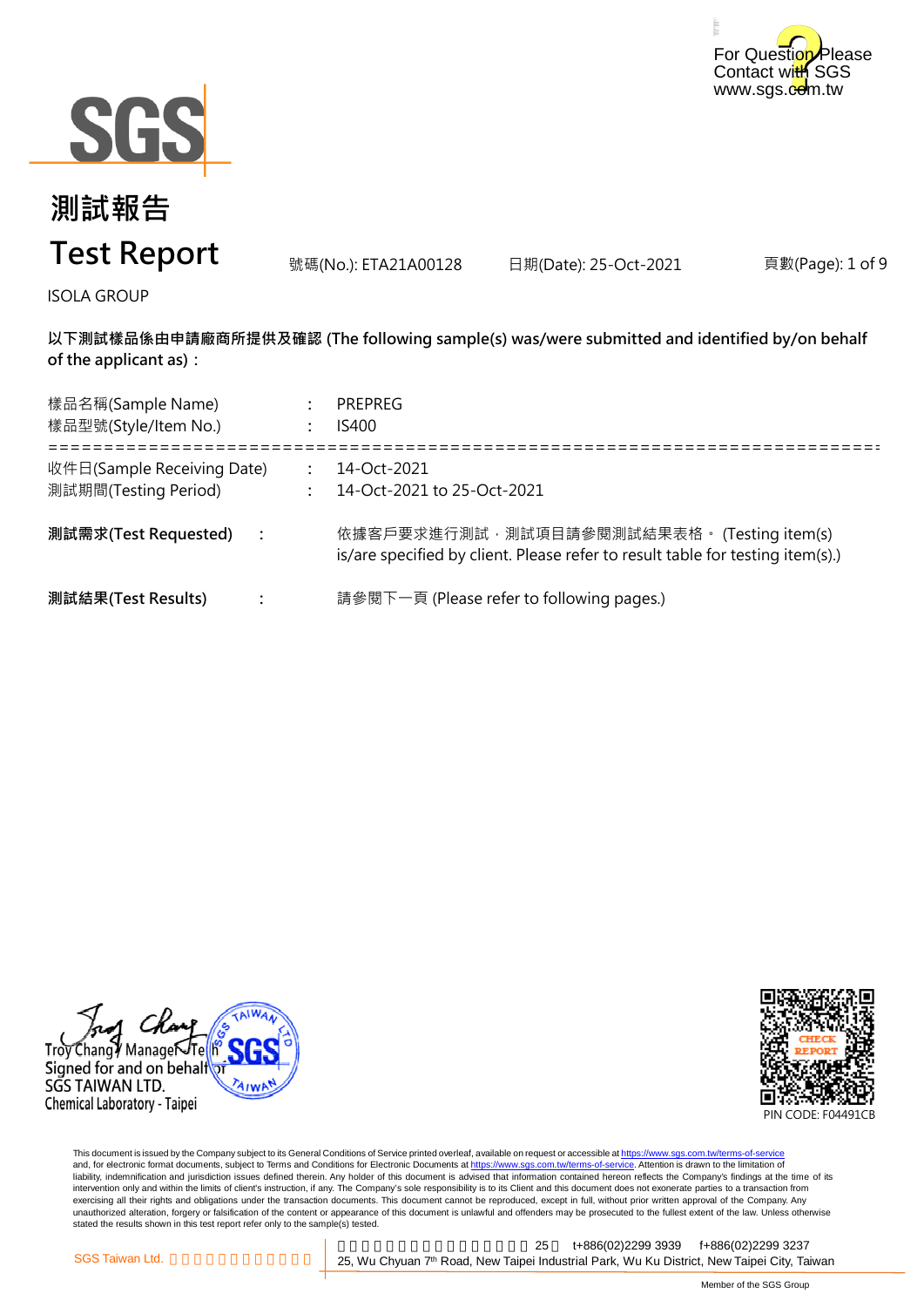For Question Please Contact with SGS
www.sgs.com.tw

# 測試報告

# Test Report

號碼(No.): ETA21A00128　　日期(Date): 25-Oct-2021

ISOLA GROUP

**以下測試樣品係由申請廠商所提供及確認 (The following sample(s) was/were submitted and identified by/on behalf of the applicant as)：**

| | | |
|---|---|---|
| 樣品名稱(Sample Name) | : | PREPREG |
| 樣品型號(Style/Item No.) | : | IS400 |

========================================================================

| | | |
|---|---|---|
| 收件日(Sample Receiving Date) | : | 14-Oct-2021 |
| 測試期間(Testing Period) | : | 14-Oct-2021 to 25-Oct-2021 |

**測試需求(Test Requested)**　:　依據客戶要求進行測試，測試項目請參閱測試結果表格。 (Testing item(s) is/are specified by client. Please refer to result table for testing item(s).)

**測試結果(Test Results)**　:　請參閱下一頁 (Please refer to following pages.)

Troy Chang / Manager / Tech
Signed for and on behalf of
SGS TAIWAN LTD.
Chemical Laboratory - Taipei

PIN CODE: F04491CB

This document is issued by the Company subject to its General Conditions of Service printed overleaf, available on request or accessible at https://www.sgs.com.tw/terms-of-service and, for electronic format documents, subject to Terms and Conditions for Electronic Documents at https://www.sgs.com.tw/terms-of-service. Attention is drawn to the limitation of liability, indemnification and jurisdiction issues defined therein. Any holder of this document is advised that information contained hereon reflects the Company's findings at the time of its intervention only and within the limits of client's instruction, if any. The Company's sole responsibility is to its Client and this document does not exonerate parties to a transaction from exercising all their rights and obligations under the transaction documents. This document cannot be reproduced, except in full, without prior written approval of the Company. Any unauthorized alteration, forgery or falsification of the content or appearance of this document is unlawful and offenders may be prosecuted to the fullest extent of the law. Unless otherwise stated the results shown in this test report refer only to the sample(s) tested.

SGS Taiwan Ltd.　25, Wu Chyuan 7th Road, New Taipei Industrial Park, Wu Ku District, New Taipei City, Taiwan　t+886(02)2299 3939　f+886(02)2299 3237

Member of the SGS Group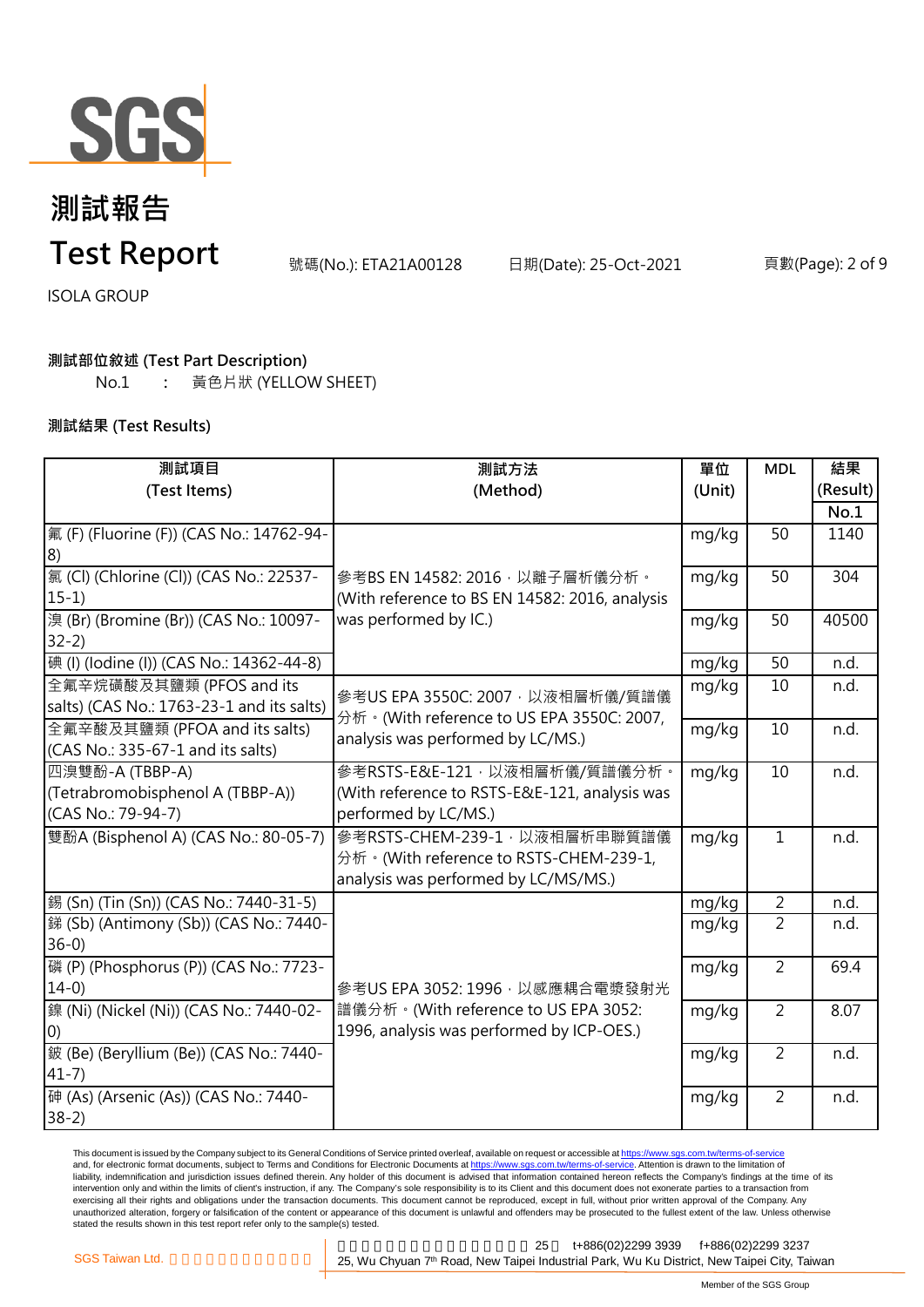# 測試報告
# Test Report

號碼(No.): ETA21A00128　　日期(Date): 25-Oct-2021

ISOLA GROUP

**測試部位敘述 (Test Part Description)**

No.1　:　黃色片狀 (YELLOW SHEET)

**測試結果 (Test Results)**

| 測試項目 (Test Items) | 測試方法 (Method) | 單位 (Unit) | MDL | 結果 (Result) No.1 |
|---|---|---|---|---|
| 氟 (F) (Fluorine (F)) (CAS No.: 14762-94-8) | 參考BS EN 14582: 2016，以離子層析儀分析。(With reference to BS EN 14582: 2016, analysis was performed by IC.) | mg/kg | 50 | 1140 |
| 氯 (Cl) (Chlorine (Cl)) (CAS No.: 22537-15-1) | | mg/kg | 50 | 304 |
| 溴 (Br) (Bromine (Br)) (CAS No.: 10097-32-2) | | mg/kg | 50 | 40500 |
| 碘 (I) (Iodine (I)) (CAS No.: 14362-44-8) | | mg/kg | 50 | n.d. |
| 全氟辛烷磺酸及其鹽類 (PFOS and its salts) (CAS No.: 1763-23-1 and its salts) | 參考US EPA 3550C: 2007，以液相層析儀/質譜儀分析。(With reference to US EPA 3550C: 2007, analysis was performed by LC/MS.) | mg/kg | 10 | n.d. |
| 全氟辛酸及其鹽類 (PFOA and its salts) (CAS No.: 335-67-1 and its salts) | | mg/kg | 10 | n.d. |
| 四溴雙酚-A (TBBP-A) (Tetrabromobisphenol A (TBBP-A)) (CAS No.: 79-94-7) | 參考RSTS-E&E-121，以液相層析儀/質譜儀分析。(With reference to RSTS-E&E-121, analysis was performed by LC/MS.) | mg/kg | 10 | n.d. |
| 雙酚A (Bisphenol A) (CAS No.: 80-05-7) | 參考RSTS-CHEM-239-1，以液相層析串聯質譜儀分析。(With reference to RSTS-CHEM-239-1, analysis was performed by LC/MS/MS.) | mg/kg | 1 | n.d. |
| 錫 (Sn) (Tin (Sn)) (CAS No.: 7440-31-5) | 參考US EPA 3052: 1996，以感應耦合電漿發射光譜儀分析。(With reference to US EPA 3052: 1996, analysis was performed by ICP-OES.) | mg/kg | 2 | n.d. |
| 銻 (Sb) (Antimony (Sb)) (CAS No.: 7440-36-0) | | mg/kg | 2 | n.d. |
| 磷 (P) (Phosphorus (P)) (CAS No.: 7723-14-0) | | mg/kg | 2 | 69.4 |
| 鎳 (Ni) (Nickel (Ni)) (CAS No.: 7440-02-0) | | mg/kg | 2 | 8.07 |
| 鈹 (Be) (Beryllium (Be)) (CAS No.: 7440-41-7) | | mg/kg | 2 | n.d. |
| 砷 (As) (Arsenic (As)) (CAS No.: 7440-38-2) | | mg/kg | 2 | n.d. |

This document is issued by the Company subject to its General Conditions of Service printed overleaf, available on request or accessible at https://www.sgs.com.tw/terms-of-service and, for electronic format documents, subject to Terms and Conditions for Electronic Documents at https://www.sgs.com.tw/terms-of-service. Attention is drawn to the limitation of liability, indemnification and jurisdiction issues defined therein. Any holder of this document is advised that information contained hereon reflects the Company's findings at the time of its intervention only and within the limits of client's instruction, if any. The Company's sole responsibility is to its Client and this document does not exonerate parties to a transaction from exercising all their rights and obligations under the transaction documents. This document cannot be reproduced, except in full, without prior written approval of the Company. Any unauthorized alteration, forgery or falsification of the content or appearance of this document is unlawful and offenders may be prosecuted to the fullest extent of the law. Unless otherwise stated the results shown in this test report refer only to the sample(s) tested.

SGS Taiwan Ltd. 25, Wu Chyuan 7th Road, New Taipei Industrial Park, Wu Ku District, New Taipei City, Taiwan t+886(02)2299 3939 f+886(02)2299 3237

Member of the SGS Group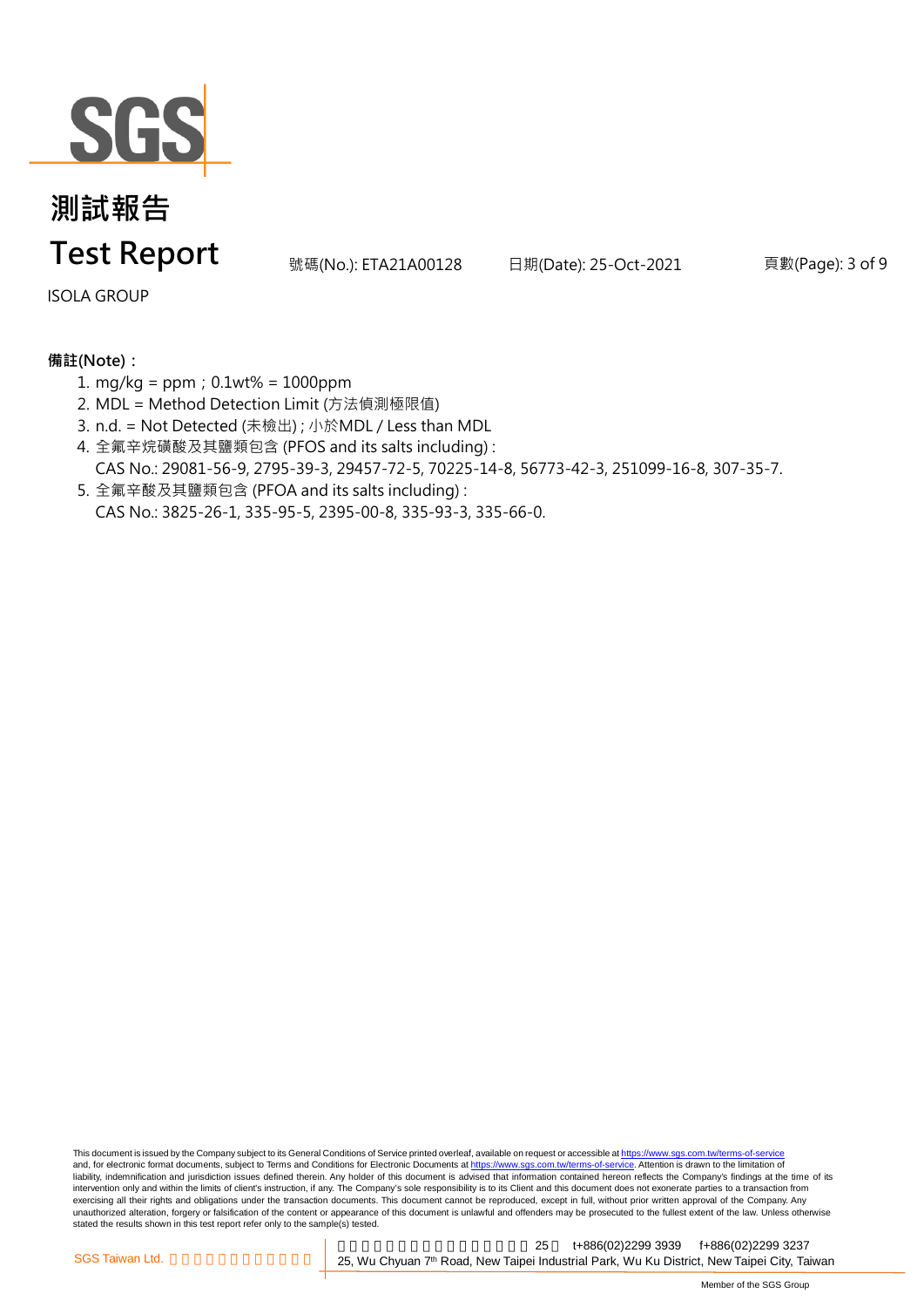**備註(Note)：**

1. mg/kg = ppm；0.1wt% = 1000ppm
2. MDL = Method Detection Limit (方法偵測極限值)
3. n.d. = Not Detected (未檢出) ; 小於MDL / Less than MDL
4. 全氟辛烷磺酸及其鹽類包含 (PFOS and its salts including) :
   CAS No.: 29081-56-9, 2795-39-3, 29457-72-5, 70225-14-8, 56773-42-3, 251099-16-8, 307-35-7.
5. 全氟辛酸及其鹽類包含 (PFOA and its salts including) :
   CAS No.: 3825-26-1, 335-95-5, 2395-00-8, 335-93-3, 335-66-0.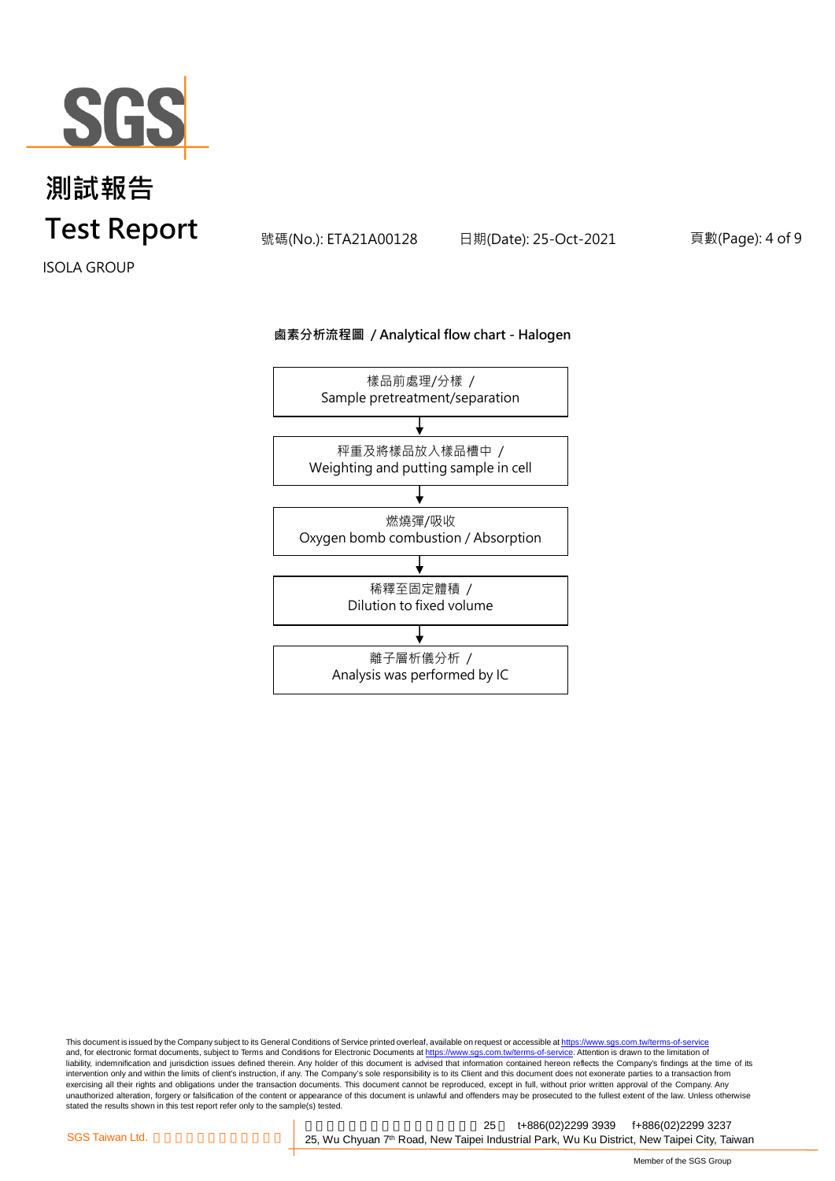# 測試報告
# Test Report

號碼(No.): ETA21A00128　　日期(Date): 25-Oct-2021

ISOLA GROUP

**鹵素分析流程圖 / Analytical flow chart - Halogen**

樣品前處理/分樣 /
Sample pretreatment/separation

↓

秤重及將樣品放入樣品槽中 /
Weighting and putting sample in cell

↓

燃燒彈/吸收
Oxygen bomb combustion / Absorption

↓

稀釋至固定體積 /
Dilution to fixed volume

↓

離子層析儀分析 /
Analysis was performed by IC

This document is issued by the Company subject to its General Conditions of Service printed overleaf, available on request or accessible at https://www.sgs.com.tw/terms-of-service and, for electronic format documents, subject to Terms and Conditions for Electronic Documents at https://www.sgs.com.tw/terms-of-service. Attention is drawn to the limitation of liability, indemnification and jurisdiction issues defined therein. Any holder of this document is advised that information contained hereon reflects the Company's findings at the time of its intervention only and within the limits of client's instruction, if any. The Company's sole responsibility is to its Client and this document does not exonerate parties to a transaction from exercising all their rights and obligations under the transaction documents. This document cannot be reproduced, except in full, without prior written approval of the Company. Any unauthorized alteration, forgery or falsification of the content or appearance of this document is unlawful and offenders may be prosecuted to the fullest extent of the law. Unless otherwise stated the results shown in this test report refer only to the sample(s) tested.

SGS Taiwan Ltd. 　25　t+886(02)2299 3939　f+886(02)2299 3237
25, Wu Chyuan 7th Road, New Taipei Industrial Park, Wu Ku District, New Taipei City, Taiwan

Member of the SGS Group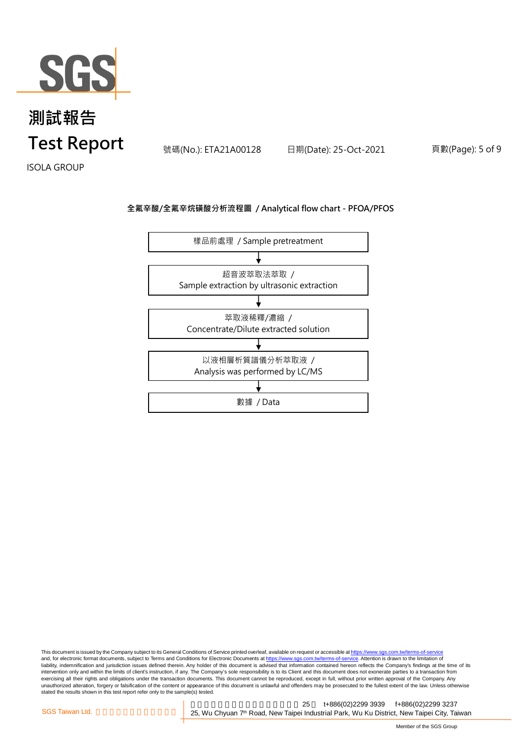# 全氟辛酸/全氟辛烷磺酸分析流程圖 / Analytical flow chart - PFOA/PFOS

樣品前處理 / Sample pretreatment

↓

超音波萃取法萃取 /
Sample extraction by ultrasonic extraction

↓

萃取液稀釋/濃縮 /
Concentrate/Dilute extracted solution

↓

以液相層析質譜儀分析萃取液 /
Analysis was performed by LC/MS

↓

數據 / Data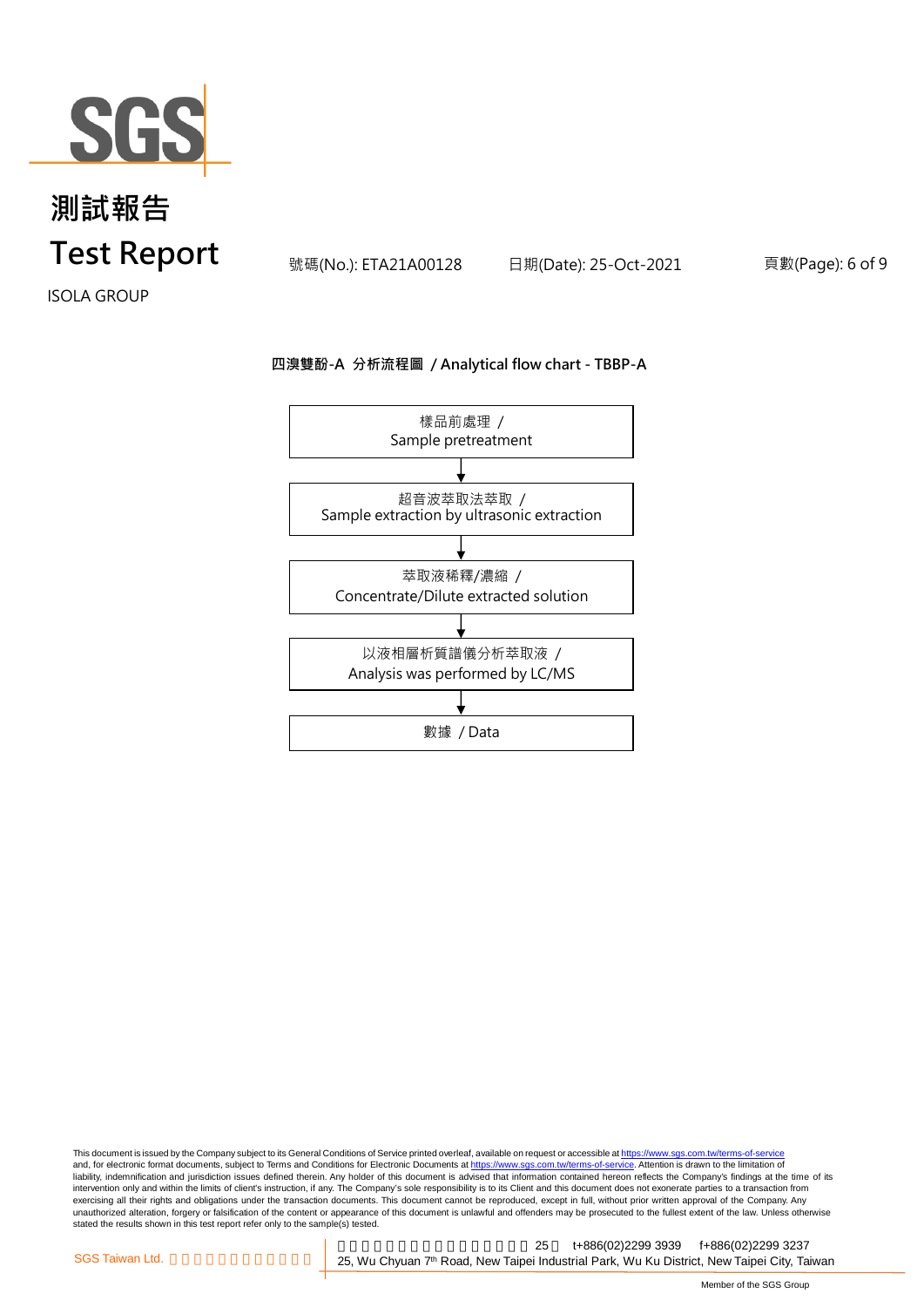**四溴雙酚-A 分析流程圖 / Analytical flow chart - TBBP-A**

樣品前處理 /
Sample pretreatment

↓

超音波萃取法萃取 /
Sample extraction by ultrasonic extraction

↓

萃取液稀釋/濃縮 /
Concentrate/Dilute extracted solution

↓

以液相層析質譜儀分析萃取液 /
Analysis was performed by LC/MS

↓

數據 / Data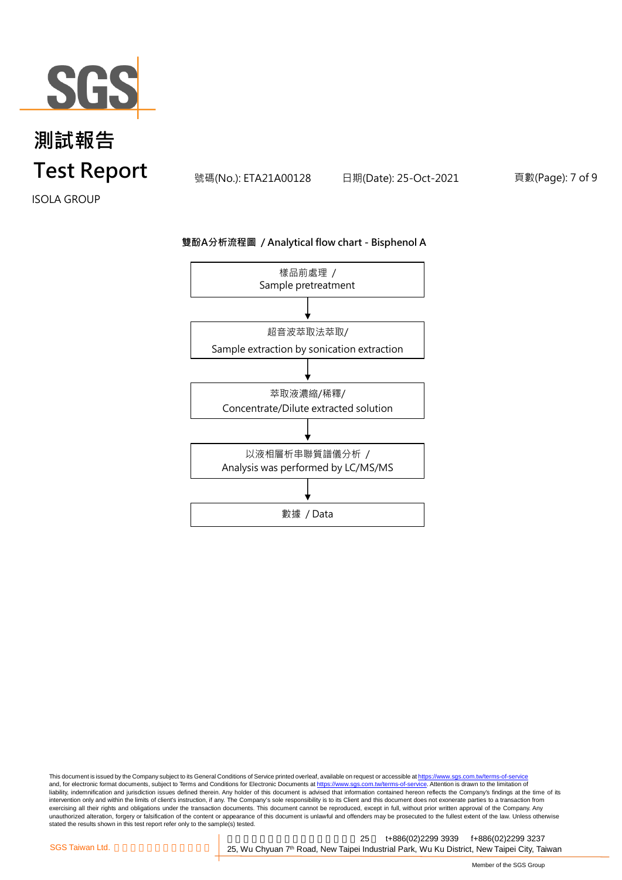## 雙酚A分析流程圖 / Analytical flow chart - Bisphenol A

樣品前處理 /
Sample pretreatment

↓

超音波萃取法萃取/
Sample extraction by sonication extraction

↓

萃取液濃縮/稀釋/
Concentrate/Dilute extracted solution

↓

以液相層析串聯質譜儀分析 /
Analysis was performed by LC/MS/MS

↓

數據 / Data

This document is issued by the Company subject to its General Conditions of Service printed overleaf, available on request or accessible at https://www.sgs.com.tw/terms-of-service and, for electronic format documents, subject to Terms and Conditions for Electronic Documents at https://www.sgs.com.tw/terms-of-service. Attention is drawn to the limitation of liability, indemnification and jurisdiction issues defined therein. Any holder of this document is advised that information contained hereon reflects the Company's findings at the time of its intervention only and within the limits of client's instruction, if any. The Company's sole responsibility is to its Client and this document does not exonerate parties to a transaction from exercising all their rights and obligations under the transaction documents. This document cannot be reproduced, except in full, without prior written approval of the Company. Any unauthorized alteration, forgery or falsification of the content or appearance of this document is unlawful and offenders may be prosecuted to the fullest extent of the law. Unless otherwise stated the results shown in this test report refer only to the sample(s) tested.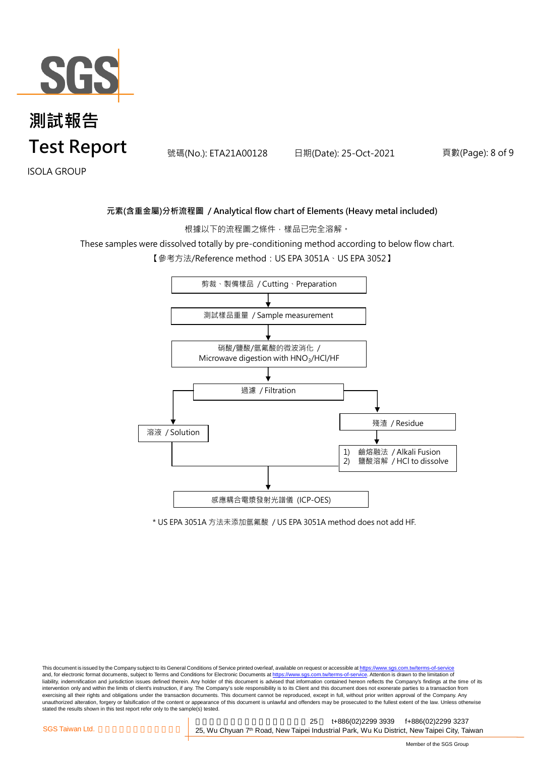# 測試報告

# Test Report

號碼(No.): ETA21A00128　　日期(Date): 25-Oct-2021

ISOLA GROUP

**元素(含重金屬)分析流程圖 / Analytical flow chart of Elements (Heavy metal included)**

根據以下的流程圖之條件，樣品已完全溶解。

These samples were dissolved totally by pre-conditioning method according to below flow chart.

【參考方法/Reference method：US EPA 3051A、US EPA 3052】

剪裁、製備樣品 / Cutting、Preparation

測試樣品重量 / Sample measurement

硝酸/鹽酸/氫氟酸的微波消化 / Microwave digestion with $HNO_3$/HCl/HF

過濾 / Filtration

溶液 / Solution

殘渣 / Residue

1) 鹼熔融法 / Alkali Fusion
2) 鹽酸溶解 / HCl to dissolve

感應耦合電漿發射光譜儀 (ICP-OES)

* US EPA 3051A 方法未添加氫氟酸 / US EPA 3051A method does not add HF.

This document is issued by the Company subject to its General Conditions of Service printed overleaf, available on request or accessible at https://www.sgs.com.tw/terms-of-service and, for electronic format documents, subject to Terms and Conditions for Electronic Documents at https://www.sgs.com.tw/terms-of-service. Attention is drawn to the limitation of liability, indemnification and jurisdiction issues defined therein. Any holder of this document is advised that information contained hereon reflects the Company's findings at the time of its intervention only and within the limits of client's instruction, if any. The Company's sole responsibility is to its Client and this document does not exonerate parties to a transaction from exercising all their rights and obligations under the transaction documents. This document cannot be reproduced, except in full, without prior written approval of the Company. Any unauthorized alteration, forgery or falsification of the content or appearance of this document is unlawful and offenders may be prosecuted to the fullest extent of the law. Unless otherwise stated the results shown in this test report refer only to the sample(s) tested.

SGS Taiwan Ltd. | 25, Wu Chyuan 7th Road, New Taipei Industrial Park, Wu Ku District, New Taipei City, Taiwan | t+886(02)2299 3939 | f+886(02)2299 3237

Member of the SGS Group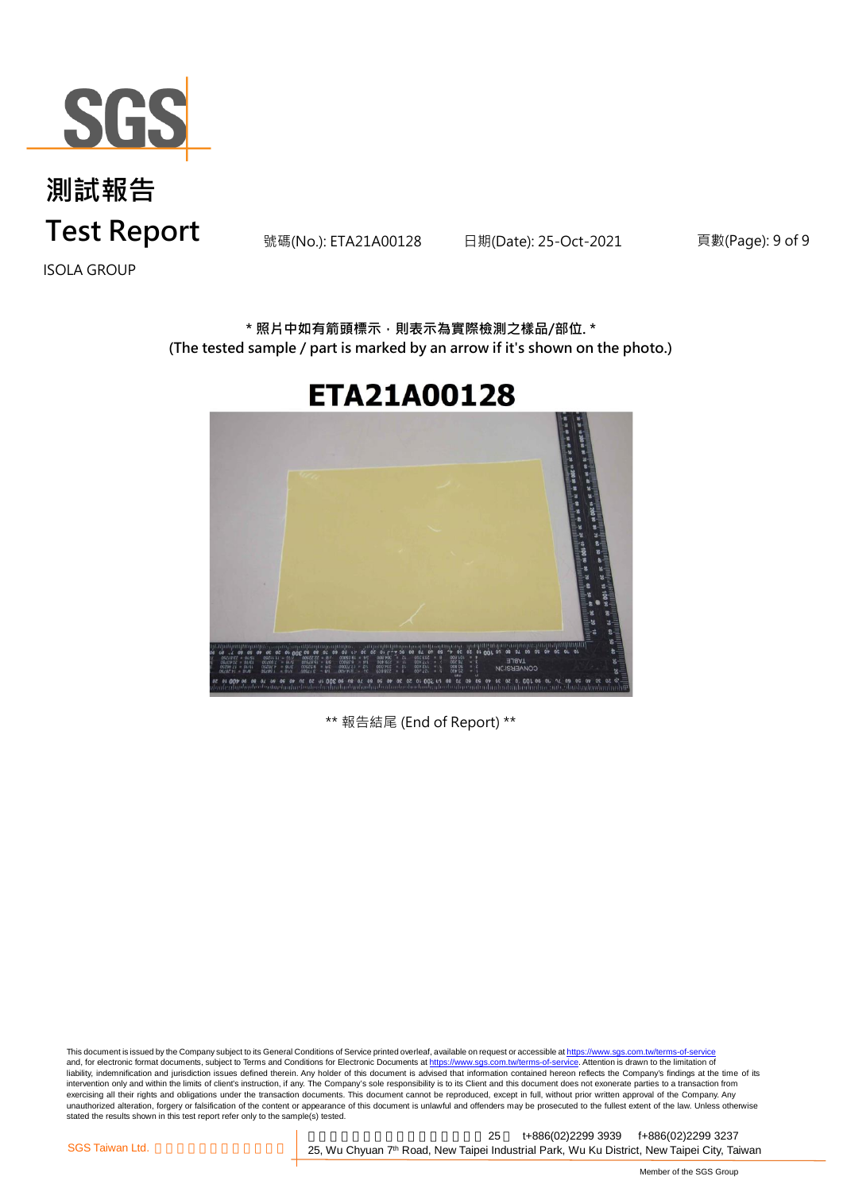ISOLA GROUP

**\* 照片中如有箭頭標示，則表示為實際檢測之樣品/部位. \***
**(The tested sample / part is marked by an arrow if it's shown on the photo.)**

# ETA21A00128

** 報告結尾 (End of Report) **

This document is issued by the Company subject to its General Conditions of Service printed overleaf, available on request or accessible at https://www.sgs.com.tw/terms-of-service and, for electronic format documents, subject to Terms and Conditions for Electronic Documents at https://www.sgs.com.tw/terms-of-service. Attention is drawn to the limitation of liability, indemnification and jurisdiction issues defined therein. Any holder of this document is advised that information contained hereon reflects the Company's findings at the time of its intervention only and within the limits of client's instruction, if any. The Company's sole responsibility is to its Client and this document does not exonerate parties to a transaction from exercising all their rights and obligations under the transaction documents. This document cannot be reproduced, except in full, without prior written approval of the Company. Any unauthorized alteration, forgery or falsification of the content or appearance of this document is unlawful and offenders may be prosecuted to the fullest extent of the law. Unless otherwise stated the results shown in this test report refer only to the sample(s) tested.

SGS Taiwan Ltd. 25 t+886(02)2299 3939 f+886(02)2299 3237
25, Wu Chyuan 7th Road, New Taipei Industrial Park, Wu Ku District, New Taipei City, Taiwan